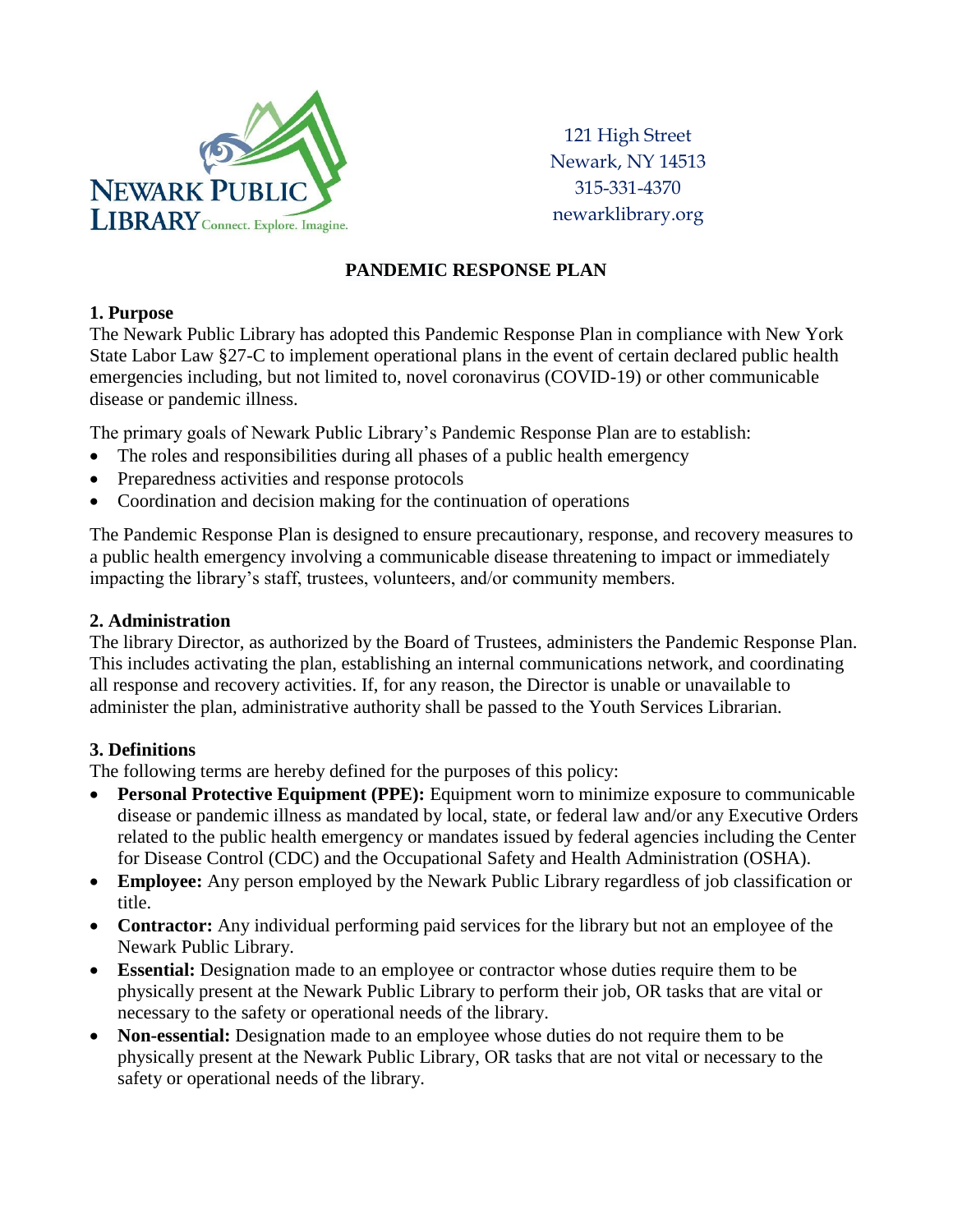NEWARK PUBLIC LIBRARY Connect. Explore. Imagine.

121 High Street
Newark, NY 14513
315-331-4370
newarklibrary.org

# PANDEMIC RESPONSE PLAN

## 1. Purpose

The Newark Public Library has adopted this Pandemic Response Plan in compliance with New York State Labor Law §27-C to implement operational plans in the event of certain declared public health emergencies including, but not limited to, novel coronavirus (COVID-19) or other communicable disease or pandemic illness.

The primary goals of Newark Public Library's Pandemic Response Plan are to establish:

- The roles and responsibilities during all phases of a public health emergency
- Preparedness activities and response protocols
- Coordination and decision making for the continuation of operations

The Pandemic Response Plan is designed to ensure precautionary, response, and recovery measures to a public health emergency involving a communicable disease threatening to impact or immediately impacting the library's staff, trustees, volunteers, and/or community members.

## 2. Administration

The library Director, as authorized by the Board of Trustees, administers the Pandemic Response Plan. This includes activating the plan, establishing an internal communications network, and coordinating all response and recovery activities. If, for any reason, the Director is unable or unavailable to administer the plan, administrative authority shall be passed to the Youth Services Librarian.

## 3. Definitions

The following terms are hereby defined for the purposes of this policy:

- **Personal Protective Equipment (PPE):** Equipment worn to minimize exposure to communicable disease or pandemic illness as mandated by local, state, or federal law and/or any Executive Orders related to the public health emergency or mandates issued by federal agencies including the Center for Disease Control (CDC) and the Occupational Safety and Health Administration (OSHA).
- **Employee:** Any person employed by the Newark Public Library regardless of job classification or title.
- **Contractor:** Any individual performing paid services for the library but not an employee of the Newark Public Library.
- **Essential:** Designation made to an employee or contractor whose duties require them to be physically present at the Newark Public Library to perform their job, OR tasks that are vital or necessary to the safety or operational needs of the library.
- **Non-essential:** Designation made to an employee whose duties do not require them to be physically present at the Newark Public Library, OR tasks that are not vital or necessary to the safety or operational needs of the library.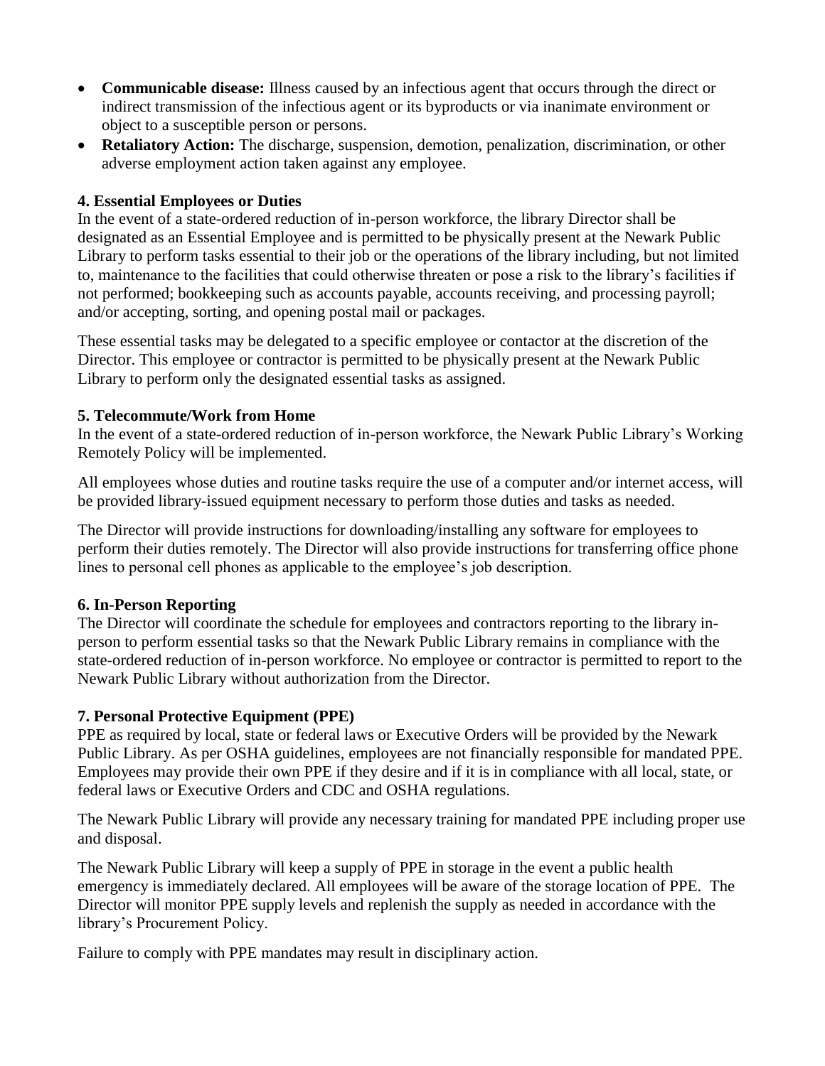- **Communicable disease:** Illness caused by an infectious agent that occurs through the direct or indirect transmission of the infectious agent or its byproducts or via inanimate environment or object to a susceptible person or persons.
- **Retaliatory Action:** The discharge, suspension, demotion, penalization, discrimination, or other adverse employment action taken against any employee.

**4. Essential Employees or Duties**

In the event of a state-ordered reduction of in-person workforce, the library Director shall be designated as an Essential Employee and is permitted to be physically present at the Newark Public Library to perform tasks essential to their job or the operations of the library including, but not limited to, maintenance to the facilities that could otherwise threaten or pose a risk to the library's facilities if not performed; bookkeeping such as accounts payable, accounts receiving, and processing payroll; and/or accepting, sorting, and opening postal mail or packages.

These essential tasks may be delegated to a specific employee or contactor at the discretion of the Director. This employee or contractor is permitted to be physically present at the Newark Public Library to perform only the designated essential tasks as assigned.

**5. Telecommute/Work from Home**

In the event of a state-ordered reduction of in-person workforce, the Newark Public Library's Working Remotely Policy will be implemented.

All employees whose duties and routine tasks require the use of a computer and/or internet access, will be provided library-issued equipment necessary to perform those duties and tasks as needed.

The Director will provide instructions for downloading/installing any software for employees to perform their duties remotely. The Director will also provide instructions for transferring office phone lines to personal cell phones as applicable to the employee's job description.

**6. In-Person Reporting**

The Director will coordinate the schedule for employees and contractors reporting to the library in-person to perform essential tasks so that the Newark Public Library remains in compliance with the state-ordered reduction of in-person workforce. No employee or contractor is permitted to report to the Newark Public Library without authorization from the Director.

**7. Personal Protective Equipment (PPE)**

PPE as required by local, state or federal laws or Executive Orders will be provided by the Newark Public Library. As per OSHA guidelines, employees are not financially responsible for mandated PPE. Employees may provide their own PPE if they desire and if it is in compliance with all local, state, or federal laws or Executive Orders and CDC and OSHA regulations.

The Newark Public Library will provide any necessary training for mandated PPE including proper use and disposal.

The Newark Public Library will keep a supply of PPE in storage in the event a public health emergency is immediately declared. All employees will be aware of the storage location of PPE. The Director will monitor PPE supply levels and replenish the supply as needed in accordance with the library's Procurement Policy.

Failure to comply with PPE mandates may result in disciplinary action.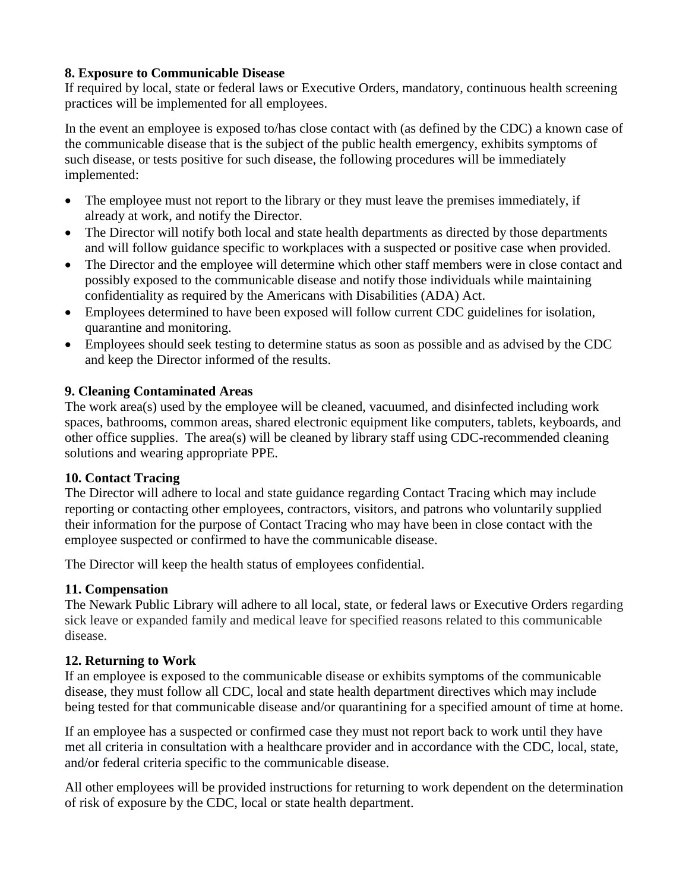**8. Exposure to Communicable Disease**

If required by local, state or federal laws or Executive Orders, mandatory, continuous health screening practices will be implemented for all employees.

In the event an employee is exposed to/has close contact with (as defined by the CDC) a known case of the communicable disease that is the subject of the public health emergency, exhibits symptoms of such disease, or tests positive for such disease, the following procedures will be immediately implemented:

- The employee must not report to the library or they must leave the premises immediately, if already at work, and notify the Director.
- The Director will notify both local and state health departments as directed by those departments and will follow guidance specific to workplaces with a suspected or positive case when provided.
- The Director and the employee will determine which other staff members were in close contact and possibly exposed to the communicable disease and notify those individuals while maintaining confidentiality as required by the Americans with Disabilities (ADA) Act.
- Employees determined to have been exposed will follow current CDC guidelines for isolation, quarantine and monitoring.
- Employees should seek testing to determine status as soon as possible and as advised by the CDC and keep the Director informed of the results.

**9. Cleaning Contaminated Areas**

The work area(s) used by the employee will be cleaned, vacuumed, and disinfected including work spaces, bathrooms, common areas, shared electronic equipment like computers, tablets, keyboards, and other office supplies. The area(s) will be cleaned by library staff using CDC-recommended cleaning solutions and wearing appropriate PPE.

**10. Contact Tracing**

The Director will adhere to local and state guidance regarding Contact Tracing which may include reporting or contacting other employees, contractors, visitors, and patrons who voluntarily supplied their information for the purpose of Contact Tracing who may have been in close contact with the employee suspected or confirmed to have the communicable disease.

The Director will keep the health status of employees confidential.

**11. Compensation**

The Newark Public Library will adhere to all local, state, or federal laws or Executive Orders regarding sick leave or expanded family and medical leave for specified reasons related to this communicable disease.

**12. Returning to Work**

If an employee is exposed to the communicable disease or exhibits symptoms of the communicable disease, they must follow all CDC, local and state health department directives which may include being tested for that communicable disease and/or quarantining for a specified amount of time at home.

If an employee has a suspected or confirmed case they must not report back to work until they have met all criteria in consultation with a healthcare provider and in accordance with the CDC, local, state, and/or federal criteria specific to the communicable disease.

All other employees will be provided instructions for returning to work dependent on the determination of risk of exposure by the CDC, local or state health department.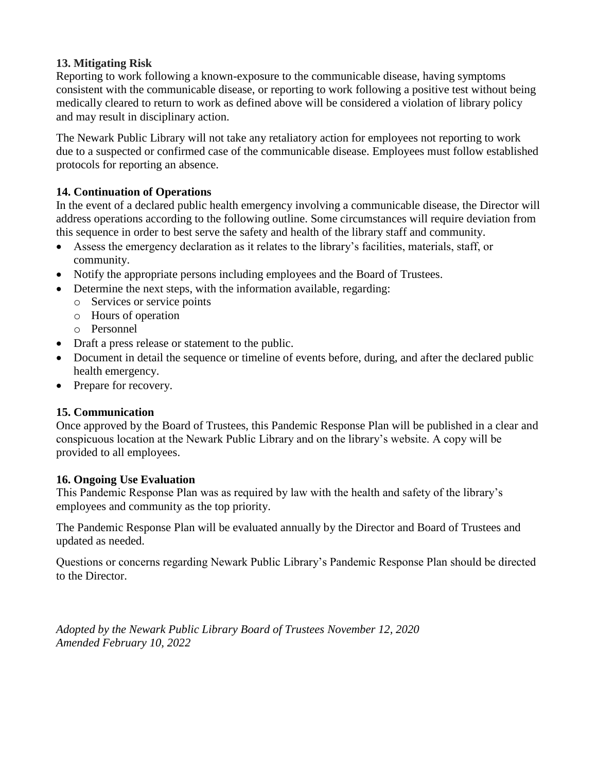**13. Mitigating Risk**

Reporting to work following a known-exposure to the communicable disease, having symptoms consistent with the communicable disease, or reporting to work following a positive test without being medically cleared to return to work as defined above will be considered a violation of library policy and may result in disciplinary action.

The Newark Public Library will not take any retaliatory action for employees not reporting to work due to a suspected or confirmed case of the communicable disease. Employees must follow established protocols for reporting an absence.

**14. Continuation of Operations**

In the event of a declared public health emergency involving a communicable disease, the Director will address operations according to the following outline. Some circumstances will require deviation from this sequence in order to best serve the safety and health of the library staff and community.

- Assess the emergency declaration as it relates to the library's facilities, materials, staff, or community.
- Notify the appropriate persons including employees and the Board of Trustees.
- Determine the next steps, with the information available, regarding:
  - Services or service points
  - Hours of operation
  - Personnel
- Draft a press release or statement to the public.
- Document in detail the sequence or timeline of events before, during, and after the declared public health emergency.
- Prepare for recovery.

**15. Communication**

Once approved by the Board of Trustees, this Pandemic Response Plan will be published in a clear and conspicuous location at the Newark Public Library and on the library's website. A copy will be provided to all employees.

**16. Ongoing Use Evaluation**

This Pandemic Response Plan was as required by law with the health and safety of the library's employees and community as the top priority.

The Pandemic Response Plan will be evaluated annually by the Director and Board of Trustees and updated as needed.

Questions or concerns regarding Newark Public Library's Pandemic Response Plan should be directed to the Director.

*Adopted by the Newark Public Library Board of Trustees November 12, 2020*
*Amended February 10, 2022*